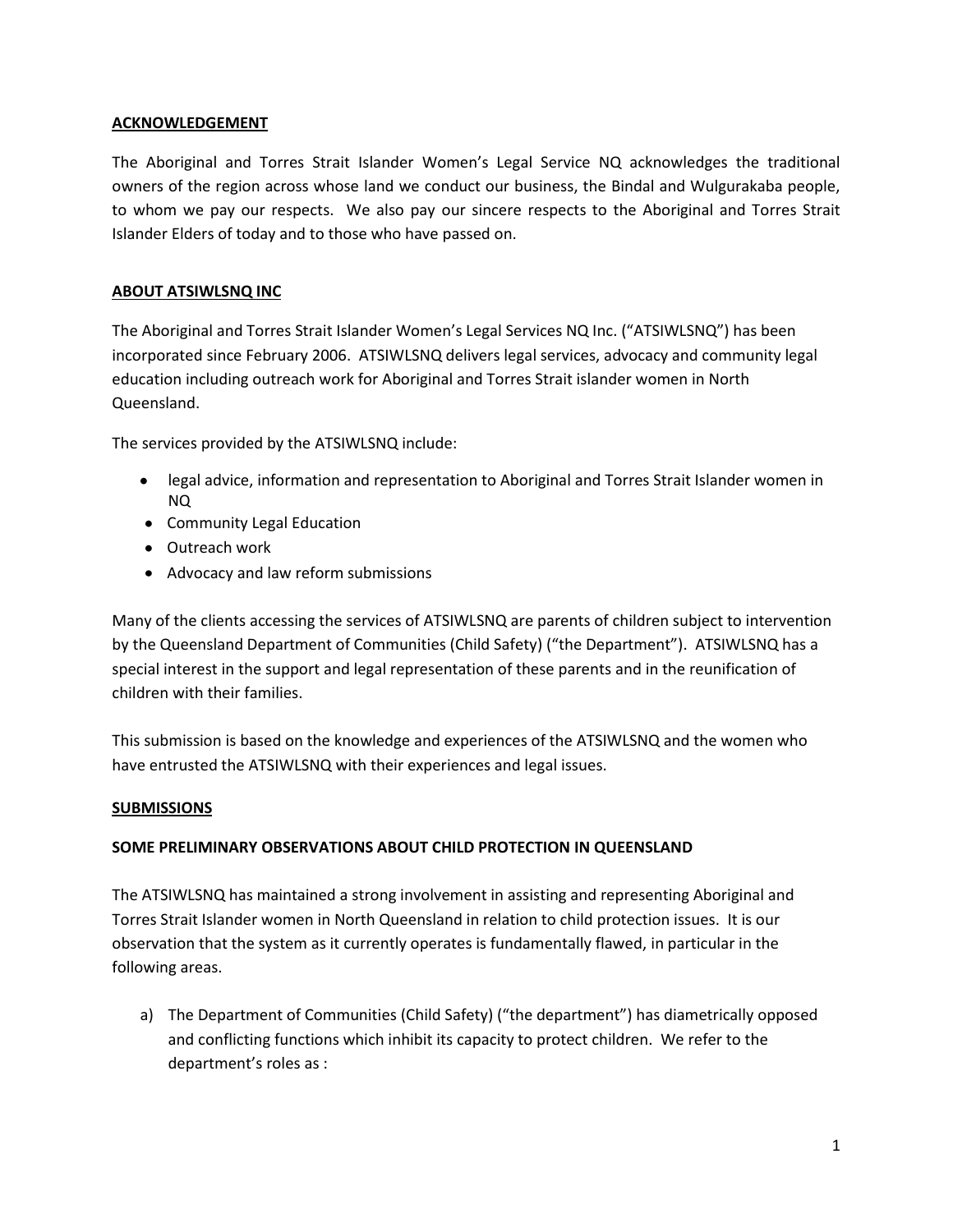## ACKNOWLEDGEMENT

The Aboriginal and Torres Strait Islander Women's Legal Service NQ acknowledges the traditional owners of the region across whose land we conduct our business, the Bindal and Wulgurakaba people, to whom we pay our respects. We also pay our sincere respects to the Aboriginal and Torres Strait Islander Elders of today and to those who have passed on.

## ABOUT ATSIWLSNQ INC

The Aboriginal and Torres Strait Islander Women's Legal Services NQ Inc. ("ATSIWLSNQ") has been incorporated since February 2006. ATSIWLSNQ delivers legal services, advocacy and community legal education including outreach work for Aboriginal and Torres Strait islander women in North Queensland.

The services provided by the ATSIWLSNQ include:

- legal advice, information and representation to Aboriginal and Torres Strait Islander women in NQ
- Community Legal Education
- Outreach work
- Advocacy and law reform submissions

Many of the clients accessing the services of ATSIWLSNQ are parents of children subject to intervention by the Queensland Department of Communities (Child Safety) ("the Department"). ATSIWLSNQ has a special interest in the support and legal representation of these parents and in the reunification of children with their families.

This submission is based on the knowledge and experiences of the ATSIWLSNQ and the women who have entrusted the ATSIWLSNQ with their experiences and legal issues.

## SUBMISSIONS

### SOME PRELIMINARY OBSERVATIONS ABOUT CHILD PROTECTION IN QUEENSLAND

The ATSIWLSNQ has maintained a strong involvement in assisting and representing Aboriginal and Torres Strait Islander women in North Queensland in relation to child protection issues. It is our observation that the system as it currently operates is fundamentally flawed, in particular in the following areas.

a) The Department of Communities (Child Safety) ("the department") has diametrically opposed and conflicting functions which inhibit its capacity to protect children. We refer to the department's roles as :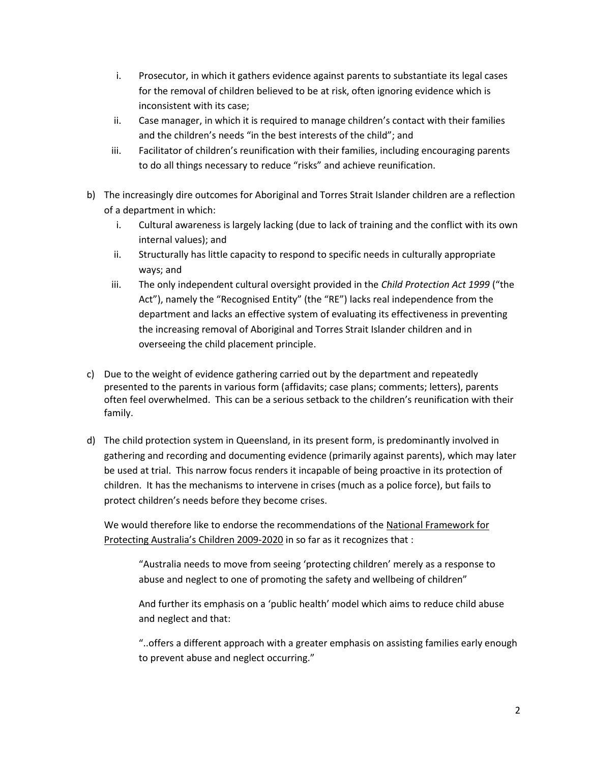i. Prosecutor, in which it gathers evidence against parents to substantiate its legal cases for the removal of children believed to be at risk, often ignoring evidence which is inconsistent with its case;
   ii. Case manager, in which it is required to manage children's contact with their families and the children's needs "in the best interests of the child"; and
   iii. Facilitator of children's reunification with their families, including encouraging parents to do all things necessary to reduce "risks" and achieve reunification.

b) The increasingly dire outcomes for Aboriginal and Torres Strait Islander children are a reflection of a department in which:
   i. Cultural awareness is largely lacking (due to lack of training and the conflict with its own internal values); and
   ii. Structurally has little capacity to respond to specific needs in culturally appropriate ways; and
   iii. The only independent cultural oversight provided in the *Child Protection Act 1999* ("the Act"), namely the "Recognised Entity" (the "RE") lacks real independence from the department and lacks an effective system of evaluating its effectiveness in preventing the increasing removal of Aboriginal and Torres Strait Islander children and in overseeing the child placement principle.

c) Due to the weight of evidence gathering carried out by the department and repeatedly presented to the parents in various form (affidavits; case plans; comments; letters), parents often feel overwhelmed. This can be a serious setback to the children's reunification with their family.

d) The child protection system in Queensland, in its present form, is predominantly involved in gathering and recording and documenting evidence (primarily against parents), which may later be used at trial. This narrow focus renders it incapable of being proactive in its protection of children. It has the mechanisms to intervene in crises (much as a police force), but fails to protect children's needs before they become crises.

   We would therefore like to endorse the recommendations of the National Framework for Protecting Australia's Children 2009-2020 in so far as it recognizes that :

   > "Australia needs to move from seeing 'protecting children' merely as a response to abuse and neglect to one of promoting the safety and wellbeing of children"
   >
   > And further its emphasis on a 'public health' model which aims to reduce child abuse and neglect and that:
   >
   > "..offers a different approach with a greater emphasis on assisting families early enough to prevent abuse and neglect occurring."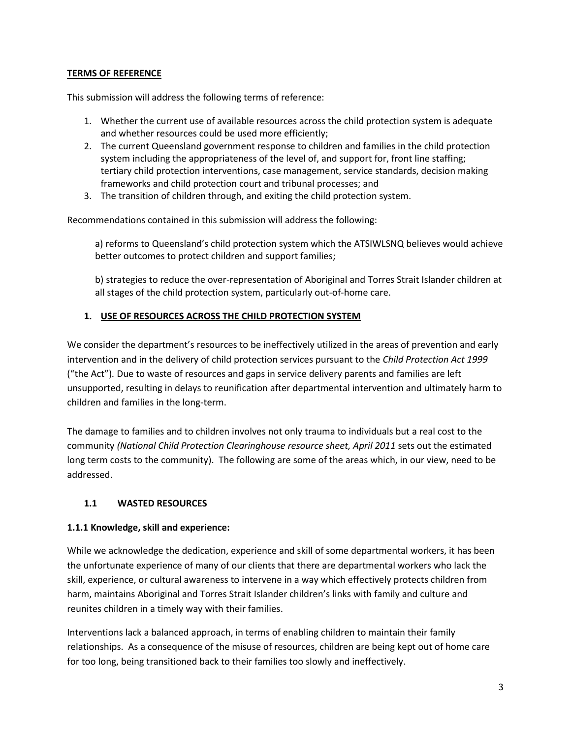**TERMS OF REFERENCE**

This submission will address the following terms of reference:

1. Whether the current use of available resources across the child protection system is adequate and whether resources could be used more efficiently;
2. The current Queensland government response to children and families in the child protection system including the appropriateness of the level of, and support for, front line staffing; tertiary child protection interventions, case management, service standards, decision making frameworks and child protection court and tribunal processes; and
3. The transition of children through, and exiting the child protection system.

Recommendations contained in this submission will address the following:

> a) reforms to Queensland's child protection system which the ATSIWLSNQ believes would achieve better outcomes to protect children and support families;
>
> b) strategies to reduce the over-representation of Aboriginal and Torres Strait Islander children at all stages of the child protection system, particularly out-of-home care.

## 1. USE OF RESOURCES ACROSS THE CHILD PROTECTION SYSTEM

We consider the department's resources to be ineffectively utilized in the areas of prevention and early intervention and in the delivery of child protection services pursuant to the *Child Protection Act 1999* ("the Act"). Due to waste of resources and gaps in service delivery parents and families are left unsupported, resulting in delays to reunification after departmental intervention and ultimately harm to children and families in the long-term.

The damage to families and to children involves not only trauma to individuals but a real cost to the community *(National Child Protection Clearinghouse resource sheet, April 2011* sets out the estimated long term costs to the community). The following are some of the areas which, in our view, need to be addressed.

### 1.1 WASTED RESOURCES

#### 1.1.1 Knowledge, skill and experience:

While we acknowledge the dedication, experience and skill of some departmental workers, it has been the unfortunate experience of many of our clients that there are departmental workers who lack the skill, experience, or cultural awareness to intervene in a way which effectively protects children from harm, maintains Aboriginal and Torres Strait Islander children's links with family and culture and reunites children in a timely way with their families.

Interventions lack a balanced approach, in terms of enabling children to maintain their family relationships. As a consequence of the misuse of resources, children are being kept out of home care for too long, being transitioned back to their families too slowly and ineffectively.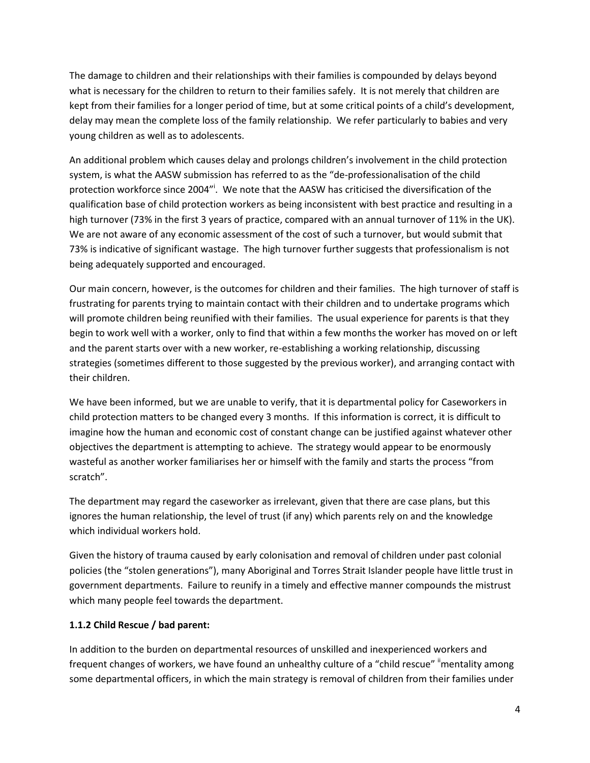The damage to children and their relationships with their families is compounded by delays beyond what is necessary for the children to return to their families safely. It is not merely that children are kept from their families for a longer period of time, but at some critical points of a child's development, delay may mean the complete loss of the family relationship. We refer particularly to babies and very young children as well as to adolescents.

An additional problem which causes delay and prolongs children's involvement in the child protection system, is what the AASW submission has referred to as the "de-professionalisation of the child protection workforce since 2004"[i]. We note that the AASW has criticised the diversification of the qualification base of child protection workers as being inconsistent with best practice and resulting in a high turnover (73% in the first 3 years of practice, compared with an annual turnover of 11% in the UK). We are not aware of any economic assessment of the cost of such a turnover, but would submit that 73% is indicative of significant wastage. The high turnover further suggests that professionalism is not being adequately supported and encouraged.

Our main concern, however, is the outcomes for children and their families. The high turnover of staff is frustrating for parents trying to maintain contact with their children and to undertake programs which will promote children being reunified with their families. The usual experience for parents is that they begin to work well with a worker, only to find that within a few months the worker has moved on or left and the parent starts over with a new worker, re-establishing a working relationship, discussing strategies (sometimes different to those suggested by the previous worker), and arranging contact with their children.

We have been informed, but we are unable to verify, that it is departmental policy for Caseworkers in child protection matters to be changed every 3 months. If this information is correct, it is difficult to imagine how the human and economic cost of constant change can be justified against whatever other objectives the department is attempting to achieve. The strategy would appear to be enormously wasteful as another worker familiarises her or himself with the family and starts the process "from scratch".

The department may regard the caseworker as irrelevant, given that there are case plans, but this ignores the human relationship, the level of trust (if any) which parents rely on and the knowledge which individual workers hold.

Given the history of trauma caused by early colonisation and removal of children under past colonial policies (the "stolen generations"), many Aboriginal and Torres Strait Islander people have little trust in government departments. Failure to reunify in a timely and effective manner compounds the mistrust which many people feel towards the department.

**1.1.2 Child Rescue / bad parent:**

In addition to the burden on departmental resources of unskilled and inexperienced workers and frequent changes of workers, we have found an unhealthy culture of a "child rescue" [ii]mentality among some departmental officers, in which the main strategy is removal of children from their families under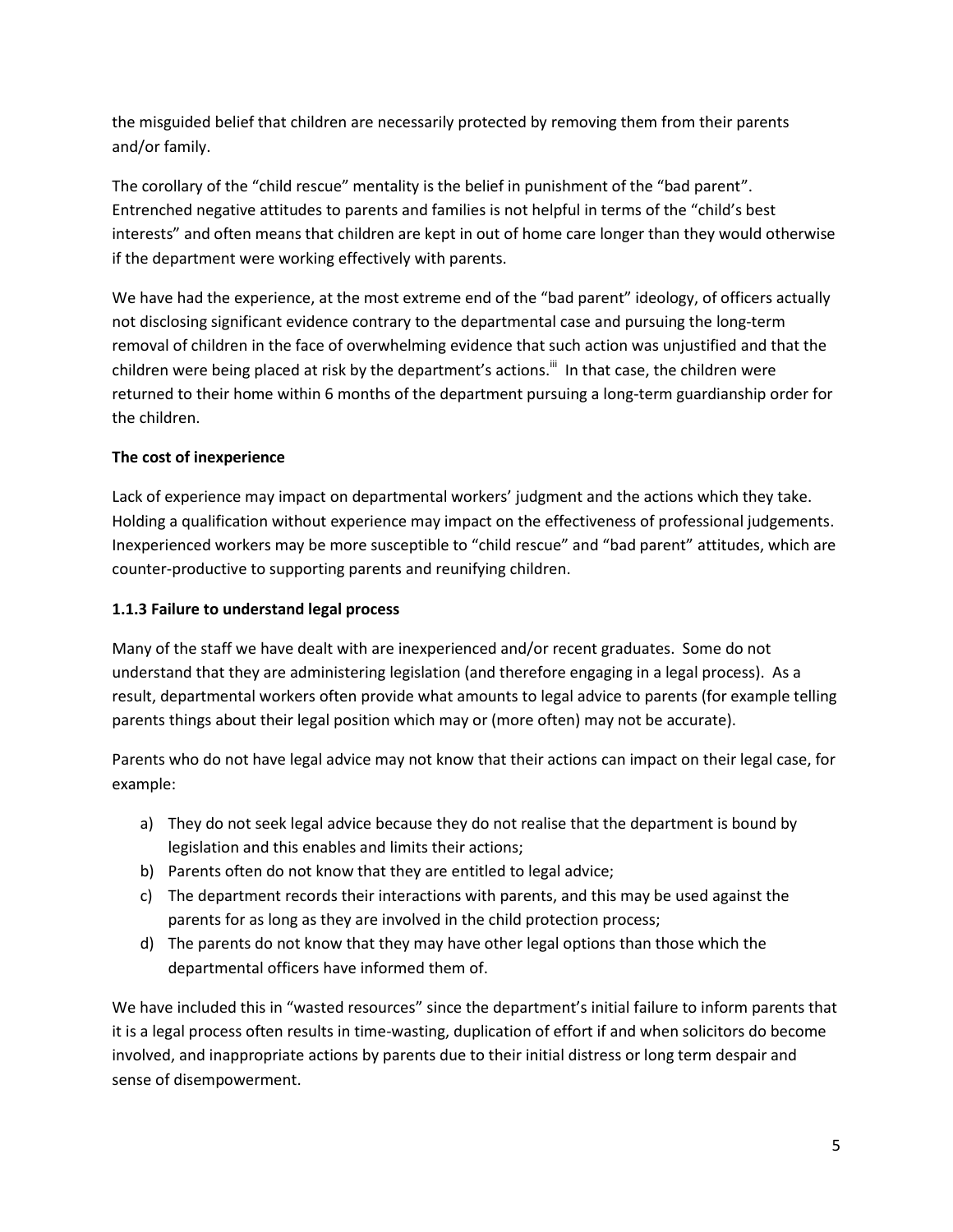the misguided belief that children are necessarily protected by removing them from their parents and/or family.

The corollary of the "child rescue" mentality is the belief in punishment of the "bad parent". Entrenched negative attitudes to parents and families is not helpful in terms of the "child's best interests" and often means that children are kept in out of home care longer than they would otherwise if the department were working effectively with parents.

We have had the experience, at the most extreme end of the "bad parent" ideology, of officers actually not disclosing significant evidence contrary to the departmental case and pursuing the long-term removal of children in the face of overwhelming evidence that such action was unjustified and that the children were being placed at risk by the department's actions.[iii] In that case, the children were returned to their home within 6 months of the department pursuing a long-term guardianship order for the children.

**The cost of inexperience**

Lack of experience may impact on departmental workers' judgment and the actions which they take. Holding a qualification without experience may impact on the effectiveness of professional judgements. Inexperienced workers may be more susceptible to "child rescue" and "bad parent" attitudes, which are counter-productive to supporting parents and reunifying children.

**1.1.3 Failure to understand legal process**

Many of the staff we have dealt with are inexperienced and/or recent graduates. Some do not understand that they are administering legislation (and therefore engaging in a legal process). As a result, departmental workers often provide what amounts to legal advice to parents (for example telling parents things about their legal position which may or (more often) may not be accurate).

Parents who do not have legal advice may not know that their actions can impact on their legal case, for example:

a) They do not seek legal advice because they do not realise that the department is bound by legislation and this enables and limits their actions;
b) Parents often do not know that they are entitled to legal advice;
c) The department records their interactions with parents, and this may be used against the parents for as long as they are involved in the child protection process;
d) The parents do not know that they may have other legal options than those which the departmental officers have informed them of.

We have included this in "wasted resources" since the department's initial failure to inform parents that it is a legal process often results in time-wasting, duplication of effort if and when solicitors do become involved, and inappropriate actions by parents due to their initial distress or long term despair and sense of disempowerment.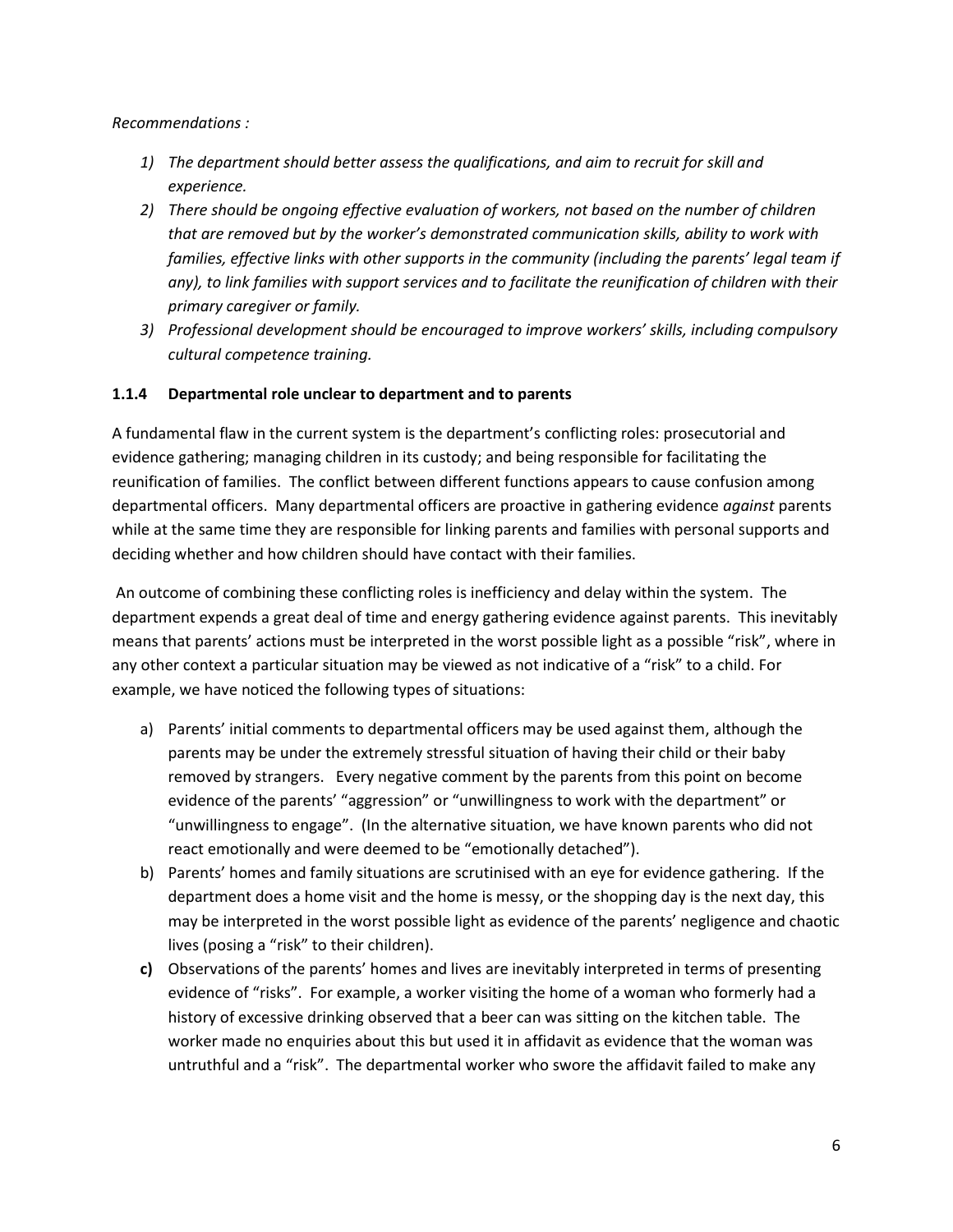*Recommendations :*

1) *The department should better assess the qualifications, and aim to recruit for skill and experience.*
2) *There should be ongoing effective evaluation of workers, not based on the number of children that are removed but by the worker's demonstrated communication skills, ability to work with families, effective links with other supports in the community (including the parents' legal team if any), to link families with support services and to facilitate the reunification of children with their primary caregiver or family.*
3) *Professional development should be encouraged to improve workers' skills, including compulsory cultural competence training.*

### 1.1.4 Departmental role unclear to department and to parents

A fundamental flaw in the current system is the department's conflicting roles: prosecutorial and evidence gathering; managing children in its custody; and being responsible for facilitating the reunification of families. The conflict between different functions appears to cause confusion among departmental officers. Many departmental officers are proactive in gathering evidence *against* parents while at the same time they are responsible for linking parents and families with personal supports and deciding whether and how children should have contact with their families.

An outcome of combining these conflicting roles is inefficiency and delay within the system. The department expends a great deal of time and energy gathering evidence against parents. This inevitably means that parents' actions must be interpreted in the worst possible light as a possible "risk", where in any other context a particular situation may be viewed as not indicative of a "risk" to a child. For example, we have noticed the following types of situations:

a) Parents' initial comments to departmental officers may be used against them, although the parents may be under the extremely stressful situation of having their child or their baby removed by strangers. Every negative comment by the parents from this point on become evidence of the parents' "aggression" or "unwillingness to work with the department" or "unwillingness to engage". (In the alternative situation, we have known parents who did not react emotionally and were deemed to be "emotionally detached").
b) Parents' homes and family situations are scrutinised with an eye for evidence gathering. If the department does a home visit and the home is messy, or the shopping day is the next day, this may be interpreted in the worst possible light as evidence of the parents' negligence and chaotic lives (posing a "risk" to their children).
**c)** Observations of the parents' homes and lives are inevitably interpreted in terms of presenting evidence of "risks". For example, a worker visiting the home of a woman who formerly had a history of excessive drinking observed that a beer can was sitting on the kitchen table. The worker made no enquiries about this but used it in affidavit as evidence that the woman was untruthful and a "risk". The departmental worker who swore the affidavit failed to make any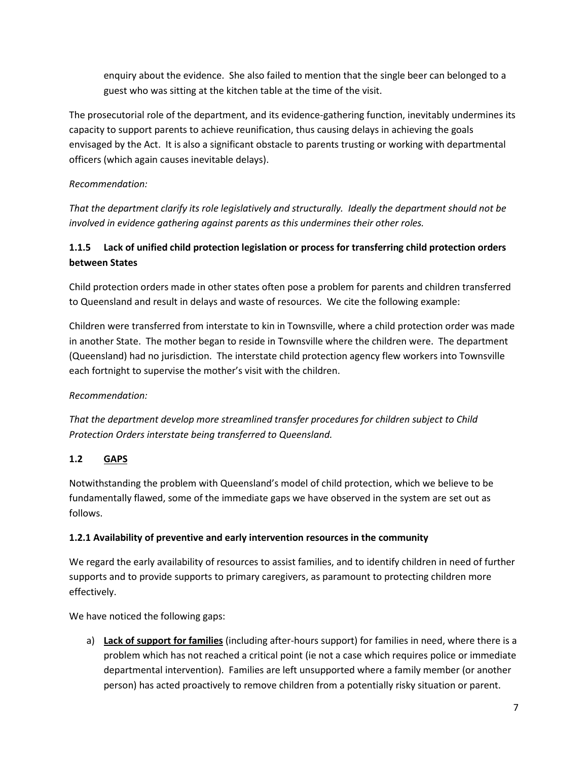enquiry about the evidence. She also failed to mention that the single beer can belonged to a guest who was sitting at the kitchen table at the time of the visit.

The prosecutorial role of the department, and its evidence-gathering function, inevitably undermines its capacity to support parents to achieve reunification, thus causing delays in achieving the goals envisaged by the Act. It is also a significant obstacle to parents trusting or working with departmental officers (which again causes inevitable delays).

*Recommendation:*

*That the department clarify its role legislatively and structurally. Ideally the department should not be involved in evidence gathering against parents as this undermines their other roles.*

### 1.1.5 Lack of unified child protection legislation or process for transferring child protection orders between States

Child protection orders made in other states often pose a problem for parents and children transferred to Queensland and result in delays and waste of resources. We cite the following example:

Children were transferred from interstate to kin in Townsville, where a child protection order was made in another State. The mother began to reside in Townsville where the children were. The department (Queensland) had no jurisdiction. The interstate child protection agency flew workers into Townsville each fortnight to supervise the mother's visit with the children.

*Recommendation:*

*That the department develop more streamlined transfer procedures for children subject to Child Protection Orders interstate being transferred to Queensland.*

## 1.2 <u>GAPS</u>

Notwithstanding the problem with Queensland's model of child protection, which we believe to be fundamentally flawed, some of the immediate gaps we have observed in the system are set out as follows.

### 1.2.1 Availability of preventive and early intervention resources in the community

We regard the early availability of resources to assist families, and to identify children in need of further supports and to provide supports to primary caregivers, as paramount to protecting children more effectively.

We have noticed the following gaps:

a) **<u>Lack of support for families</u>** (including after-hours support) for families in need, where there is a problem which has not reached a critical point (ie not a case which requires police or immediate departmental intervention). Families are left unsupported where a family member (or another person) has acted proactively to remove children from a potentially risky situation or parent.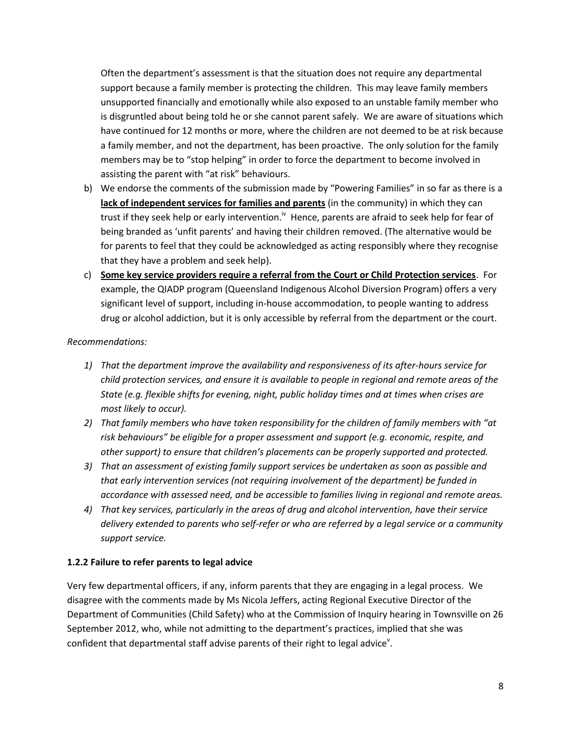Often the department's assessment is that the situation does not require any departmental support because a family member is protecting the children. This may leave family members unsupported financially and emotionally while also exposed to an unstable family member who is disgruntled about being told he or she cannot parent safely. We are aware of situations which have continued for 12 months or more, where the children are not deemed to be at risk because a family member, and not the department, has been proactive. The only solution for the family members may be to "stop helping" in order to force the department to become involved in assisting the parent with "at risk" behaviours.

b) We endorse the comments of the submission made by "Powering Families" in so far as there is a **lack of independent services for families and parents** (in the community) in which they can trust if they seek help or early intervention.[iv] Hence, parents are afraid to seek help for fear of being branded as 'unfit parents' and having their children removed. (The alternative would be for parents to feel that they could be acknowledged as acting responsibly where they recognise that they have a problem and seek help).

c) **Some key service providers require a referral from the Court or Child Protection services**. For example, the QIADP program (Queensland Indigenous Alcohol Diversion Program) offers a very significant level of support, including in-house accommodation, to people wanting to address drug or alcohol addiction, but it is only accessible by referral from the department or the court.

*Recommendations:*

1) *That the department improve the availability and responsiveness of its after-hours service for child protection services, and ensure it is available to people in regional and remote areas of the State (e.g. flexible shifts for evening, night, public holiday times and at times when crises are most likely to occur).*
2) *That family members who have taken responsibility for the children of family members with "at risk behaviours" be eligible for a proper assessment and support (e.g. economic, respite, and other support) to ensure that children's placements can be properly supported and protected.*
3) *That an assessment of existing family support services be undertaken as soon as possible and that early intervention services (not requiring involvement of the department) be funded in accordance with assessed need, and be accessible to families living in regional and remote areas.*
4) *That key services, particularly in the areas of drug and alcohol intervention, have their service delivery extended to parents who self-refer or who are referred by a legal service or a community support service.*

### 1.2.2 Failure to refer parents to legal advice

Very few departmental officers, if any, inform parents that they are engaging in a legal process. We disagree with the comments made by Ms Nicola Jeffers, acting Regional Executive Director of the Department of Communities (Child Safety) who at the Commission of Inquiry hearing in Townsville on 26 September 2012, who, while not admitting to the department's practices, implied that she was confident that departmental staff advise parents of their right to legal advice[v].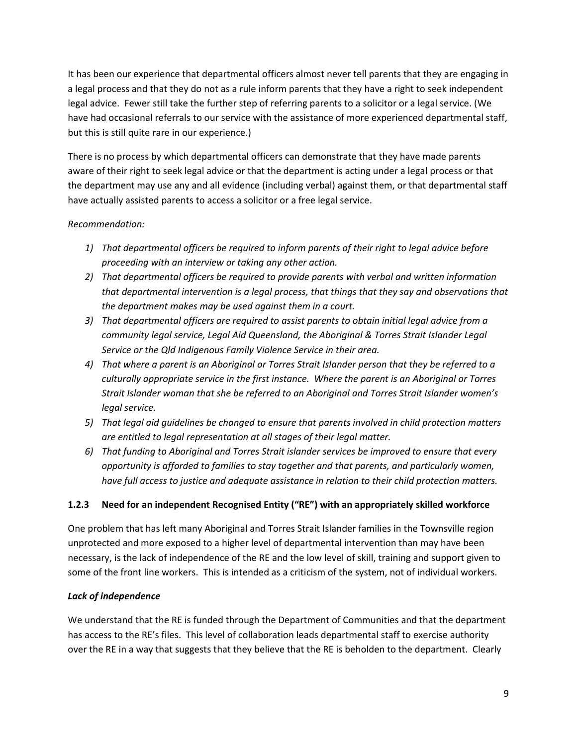It has been our experience that departmental officers almost never tell parents that they are engaging in a legal process and that they do not as a rule inform parents that they have a right to seek independent legal advice. Fewer still take the further step of referring parents to a solicitor or a legal service. (We have had occasional referrals to our service with the assistance of more experienced departmental staff, but this is still quite rare in our experience.)

There is no process by which departmental officers can demonstrate that they have made parents aware of their right to seek legal advice or that the department is acting under a legal process or that the department may use any and all evidence (including verbal) against them, or that departmental staff have actually assisted parents to access a solicitor or a free legal service.

*Recommendation:*

1) *That departmental officers be required to inform parents of their right to legal advice before proceeding with an interview or taking any other action.*
2) *That departmental officers be required to provide parents with verbal and written information that departmental intervention is a legal process, that things that they say and observations that the department makes may be used against them in a court.*
3) *That departmental officers are required to assist parents to obtain initial legal advice from a community legal service, Legal Aid Queensland, the Aboriginal & Torres Strait Islander Legal Service or the Qld Indigenous Family Violence Service in their area.*
4) *That where a parent is an Aboriginal or Torres Strait Islander person that they be referred to a culturally appropriate service in the first instance. Where the parent is an Aboriginal or Torres Strait Islander woman that she be referred to an Aboriginal and Torres Strait Islander women's legal service.*
5) *That legal aid guidelines be changed to ensure that parents involved in child protection matters are entitled to legal representation at all stages of their legal matter.*
6) *That funding to Aboriginal and Torres Strait islander services be improved to ensure that every opportunity is afforded to families to stay together and that parents, and particularly women, have full access to justice and adequate assistance in relation to their child protection matters.*

### 1.2.3 Need for an independent Recognised Entity ("RE") with an appropriately skilled workforce

One problem that has left many Aboriginal and Torres Strait Islander families in the Townsville region unprotected and more exposed to a higher level of departmental intervention than may have been necessary, is the lack of independence of the RE and the low level of skill, training and support given to some of the front line workers. This is intended as a criticism of the system, not of individual workers.

***Lack of independence***

We understand that the RE is funded through the Department of Communities and that the department has access to the RE's files. This level of collaboration leads departmental staff to exercise authority over the RE in a way that suggests that they believe that the RE is beholden to the department. Clearly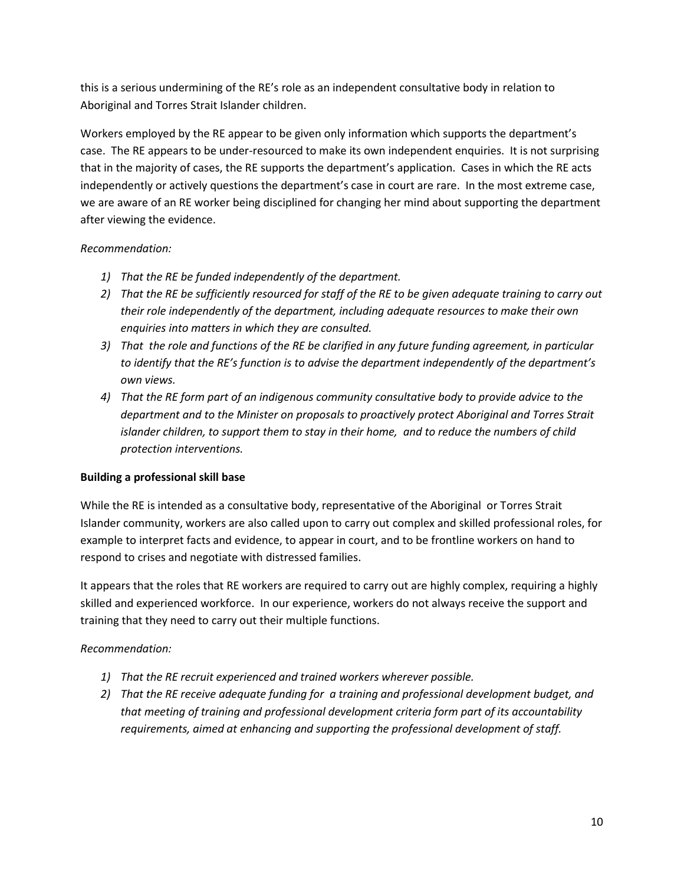this is a serious undermining of the RE's role as an independent consultative body in relation to Aboriginal and Torres Strait Islander children.

Workers employed by the RE appear to be given only information which supports the department's case. The RE appears to be under-resourced to make its own independent enquiries. It is not surprising that in the majority of cases, the RE supports the department's application. Cases in which the RE acts independently or actively questions the department's case in court are rare. In the most extreme case, we are aware of an RE worker being disciplined for changing her mind about supporting the department after viewing the evidence.

*Recommendation:*

1) *That the RE be funded independently of the department.*
2) *That the RE be sufficiently resourced for staff of the RE to be given adequate training to carry out their role independently of the department, including adequate resources to make their own enquiries into matters in which they are consulted.*
3) *That the role and functions of the RE be clarified in any future funding agreement, in particular to identify that the RE's function is to advise the department independently of the department's own views.*
4) *That the RE form part of an indigenous community consultative body to provide advice to the department and to the Minister on proposals to proactively protect Aboriginal and Torres Strait islander children, to support them to stay in their home, and to reduce the numbers of child protection interventions.*

**Building a professional skill base**

While the RE is intended as a consultative body, representative of the Aboriginal or Torres Strait Islander community, workers are also called upon to carry out complex and skilled professional roles, for example to interpret facts and evidence, to appear in court, and to be frontline workers on hand to respond to crises and negotiate with distressed families.

It appears that the roles that RE workers are required to carry out are highly complex, requiring a highly skilled and experienced workforce. In our experience, workers do not always receive the support and training that they need to carry out their multiple functions.

*Recommendation:*

1) *That the RE recruit experienced and trained workers wherever possible.*
2) *That the RE receive adequate funding for a training and professional development budget, and that meeting of training and professional development criteria form part of its accountability requirements, aimed at enhancing and supporting the professional development of staff.*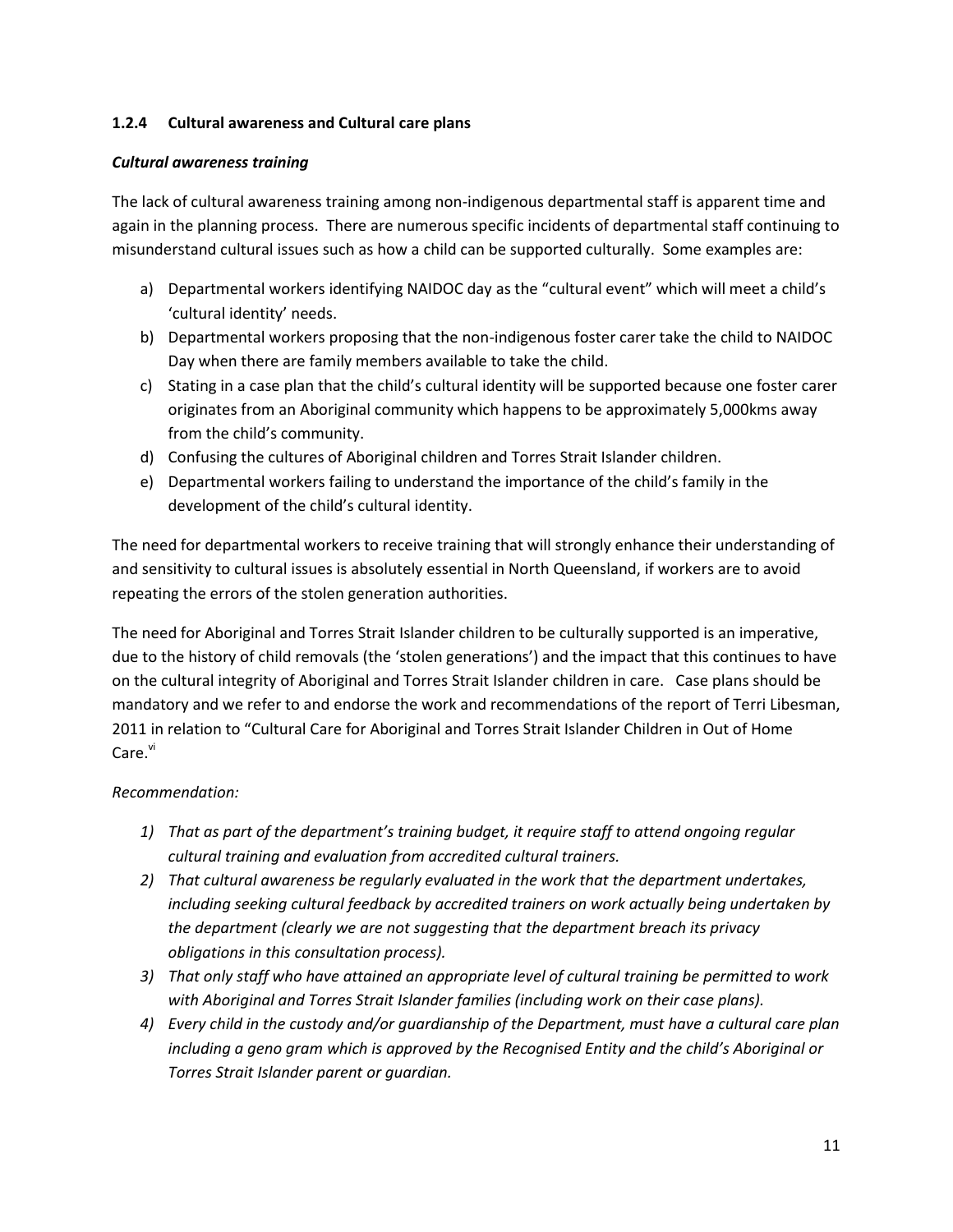### 1.2.4 Cultural awareness and Cultural care plans

***Cultural awareness training***

The lack of cultural awareness training among non-indigenous departmental staff is apparent time and again in the planning process. There are numerous specific incidents of departmental staff continuing to misunderstand cultural issues such as how a child can be supported culturally. Some examples are:

a) Departmental workers identifying NAIDOC day as the "cultural event" which will meet a child's 'cultural identity' needs.
b) Departmental workers proposing that the non-indigenous foster carer take the child to NAIDOC Day when there are family members available to take the child.
c) Stating in a case plan that the child's cultural identity will be supported because one foster carer originates from an Aboriginal community which happens to be approximately 5,000kms away from the child's community.
d) Confusing the cultures of Aboriginal children and Torres Strait Islander children.
e) Departmental workers failing to understand the importance of the child's family in the development of the child's cultural identity.

The need for departmental workers to receive training that will strongly enhance their understanding of and sensitivity to cultural issues is absolutely essential in North Queensland, if workers are to avoid repeating the errors of the stolen generation authorities.

The need for Aboriginal and Torres Strait Islander children to be culturally supported is an imperative, due to the history of child removals (the 'stolen generations') and the impact that this continues to have on the cultural integrity of Aboriginal and Torres Strait Islander children in care. Case plans should be mandatory and we refer to and endorse the work and recommendations of the report of Terri Libesman, 2011 in relation to "Cultural Care for Aboriginal and Torres Strait Islander Children in Out of Home Care.[vi]

*Recommendation:*

1) *That as part of the department's training budget, it require staff to attend ongoing regular cultural training and evaluation from accredited cultural trainers.*
2) *That cultural awareness be regularly evaluated in the work that the department undertakes, including seeking cultural feedback by accredited trainers on work actually being undertaken by the department (clearly we are not suggesting that the department breach its privacy obligations in this consultation process).*
3) *That only staff who have attained an appropriate level of cultural training be permitted to work with Aboriginal and Torres Strait Islander families (including work on their case plans).*
4) *Every child in the custody and/or guardianship of the Department, must have a cultural care plan including a geno gram which is approved by the Recognised Entity and the child's Aboriginal or Torres Strait Islander parent or guardian.*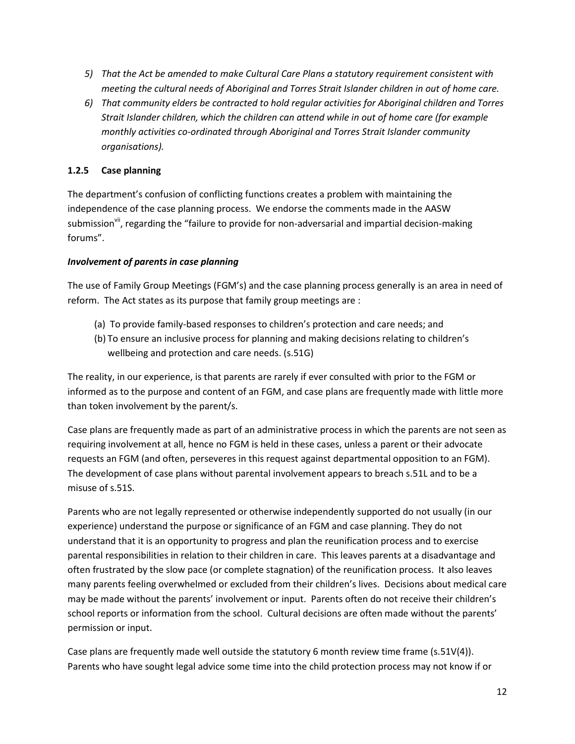5) *That the Act be amended to make Cultural Care Plans a statutory requirement consistent with meeting the cultural needs of Aboriginal and Torres Strait Islander children in out of home care.*
6) *That community elders be contracted to hold regular activities for Aboriginal children and Torres Strait Islander children, which the children can attend while in out of home care (for example monthly activities co-ordinated through Aboriginal and Torres Strait Islander community organisations).*

### 1.2.5 Case planning

The department's confusion of conflicting functions creates a problem with maintaining the independence of the case planning process. We endorse the comments made in the AASW submission[vii], regarding the "failure to provide for non-adversarial and impartial decision-making forums".

***Involvement of parents in case planning***

The use of Family Group Meetings (FGM's) and the case planning process generally is an area in need of reform. The Act states as its purpose that family group meetings are :

(a) To provide family-based responses to children's protection and care needs; and
(b) To ensure an inclusive process for planning and making decisions relating to children's wellbeing and protection and care needs. (s.51G)

The reality, in our experience, is that parents are rarely if ever consulted with prior to the FGM or informed as to the purpose and content of an FGM, and case plans are frequently made with little more than token involvement by the parent/s.

Case plans are frequently made as part of an administrative process in which the parents are not seen as requiring involvement at all, hence no FGM is held in these cases, unless a parent or their advocate requests an FGM (and often, perseveres in this request against departmental opposition to an FGM). The development of case plans without parental involvement appears to breach s.51L and to be a misuse of s.51S.

Parents who are not legally represented or otherwise independently supported do not usually (in our experience) understand the purpose or significance of an FGM and case planning. They do not understand that it is an opportunity to progress and plan the reunification process and to exercise parental responsibilities in relation to their children in care. This leaves parents at a disadvantage and often frustrated by the slow pace (or complete stagnation) of the reunification process. It also leaves many parents feeling overwhelmed or excluded from their children's lives. Decisions about medical care may be made without the parents' involvement or input. Parents often do not receive their children's school reports or information from the school. Cultural decisions are often made without the parents' permission or input.

Case plans are frequently made well outside the statutory 6 month review time frame (s.51V(4)). Parents who have sought legal advice some time into the child protection process may not know if or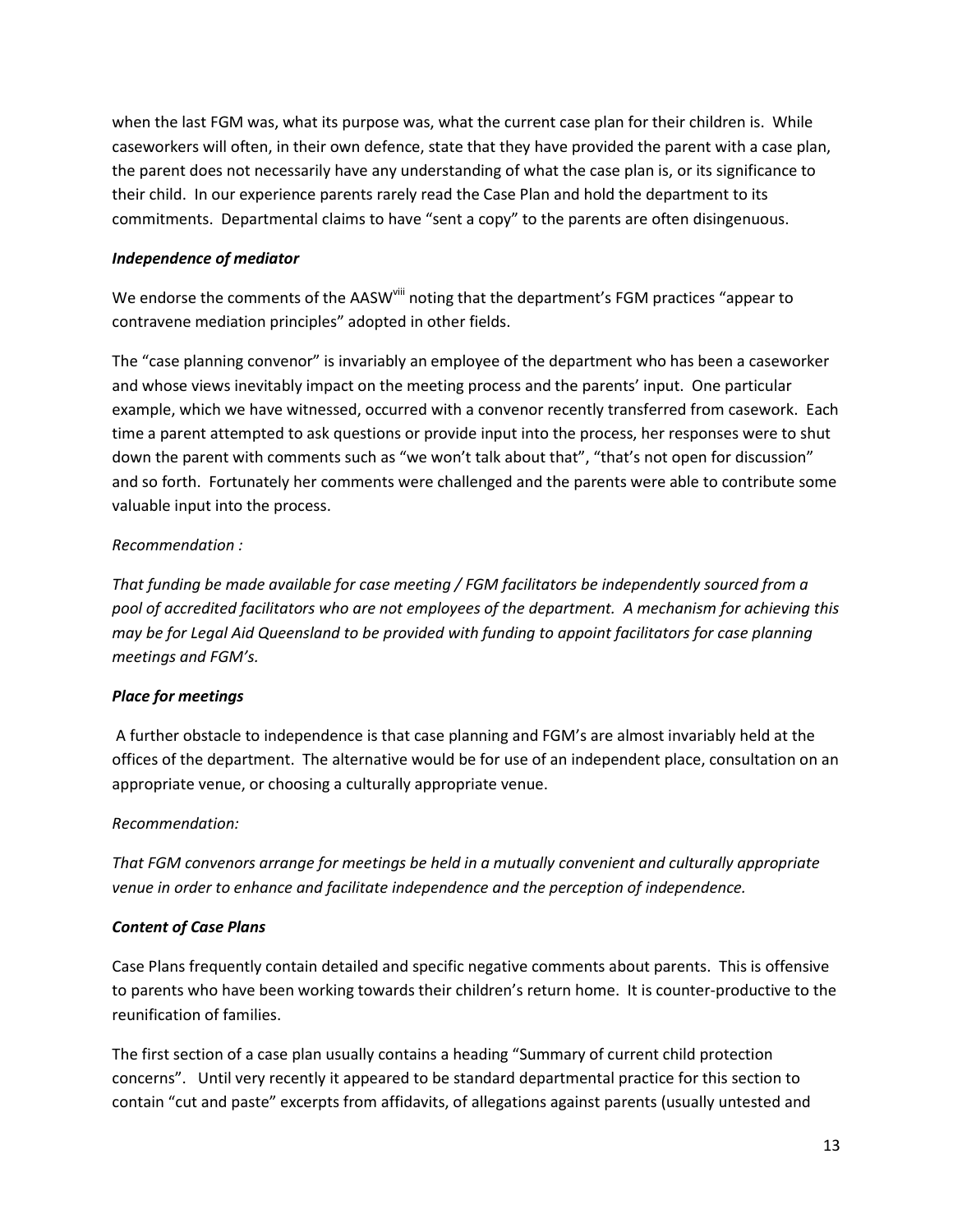when the last FGM was, what its purpose was, what the current case plan for their children is. While caseworkers will often, in their own defence, state that they have provided the parent with a case plan, the parent does not necessarily have any understanding of what the case plan is, or its significance to their child. In our experience parents rarely read the Case Plan and hold the department to its commitments. Departmental claims to have "sent a copy" to the parents are often disingenuous.

***Independence of mediator***

We endorse the comments of the AASW[viii] noting that the department's FGM practices "appear to contravene mediation principles" adopted in other fields.

The "case planning convenor" is invariably an employee of the department who has been a caseworker and whose views inevitably impact on the meeting process and the parents' input. One particular example, which we have witnessed, occurred with a convenor recently transferred from casework. Each time a parent attempted to ask questions or provide input into the process, her responses were to shut down the parent with comments such as "we won't talk about that", "that's not open for discussion" and so forth. Fortunately her comments were challenged and the parents were able to contribute some valuable input into the process.

*Recommendation :*

*That funding be made available for case meeting / FGM facilitators be independently sourced from a pool of accredited facilitators who are not employees of the department. A mechanism for achieving this may be for Legal Aid Queensland to be provided with funding to appoint facilitators for case planning meetings and FGM's.*

***Place for meetings***

A further obstacle to independence is that case planning and FGM's are almost invariably held at the offices of the department. The alternative would be for use of an independent place, consultation on an appropriate venue, or choosing a culturally appropriate venue.

*Recommendation:*

*That FGM convenors arrange for meetings be held in a mutually convenient and culturally appropriate venue in order to enhance and facilitate independence and the perception of independence.*

***Content of Case Plans***

Case Plans frequently contain detailed and specific negative comments about parents. This is offensive to parents who have been working towards their children's return home. It is counter-productive to the reunification of families.

The first section of a case plan usually contains a heading "Summary of current child protection concerns". Until very recently it appeared to be standard departmental practice for this section to contain "cut and paste" excerpts from affidavits, of allegations against parents (usually untested and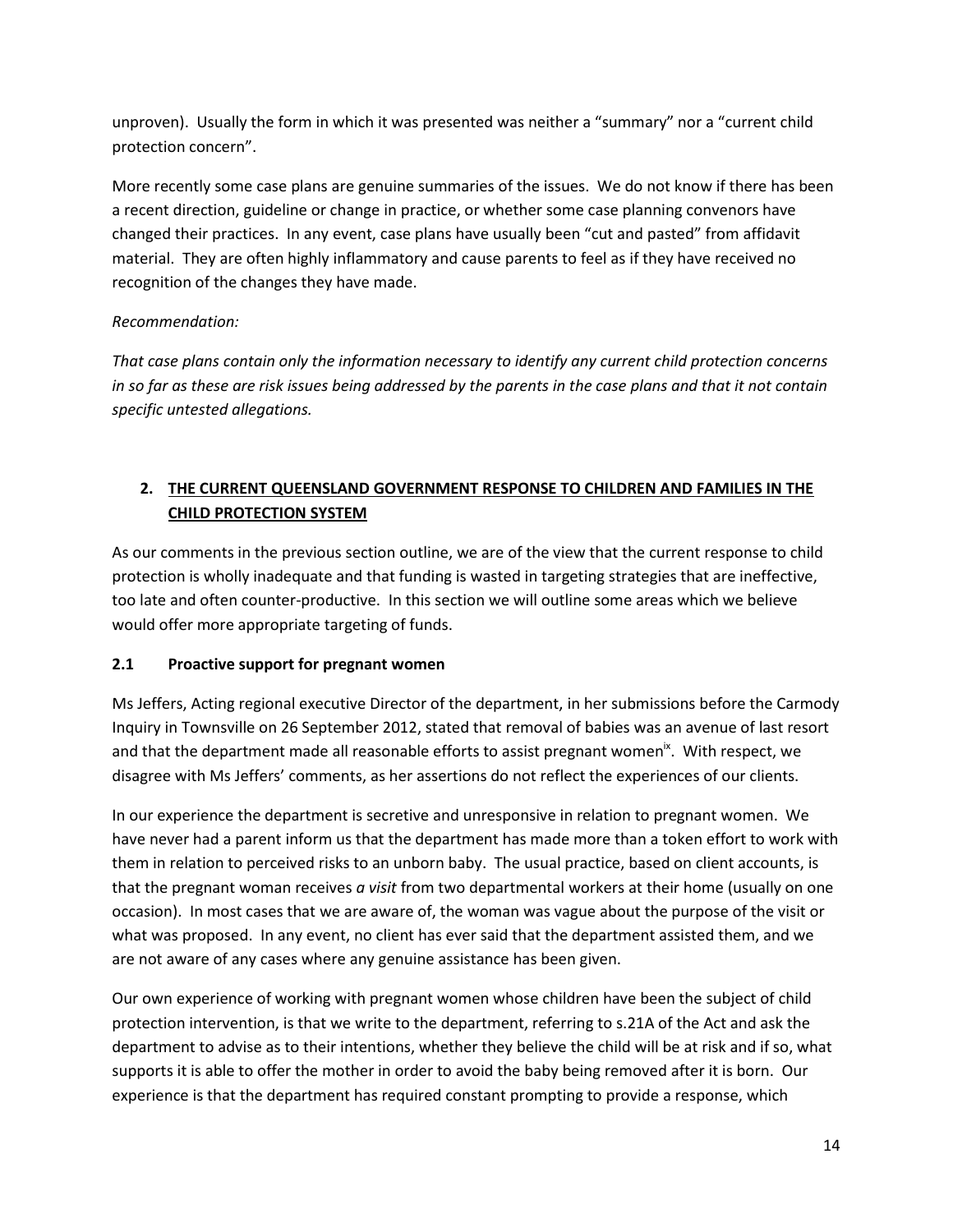unproven). Usually the form in which it was presented was neither a "summary" nor a "current child protection concern".

More recently some case plans are genuine summaries of the issues. We do not know if there has been a recent direction, guideline or change in practice, or whether some case planning convenors have changed their practices. In any event, case plans have usually been "cut and pasted" from affidavit material. They are often highly inflammatory and cause parents to feel as if they have received no recognition of the changes they have made.

*Recommendation:*

*That case plans contain only the information necessary to identify any current child protection concerns in so far as these are risk issues being addressed by the parents in the case plans and that it not contain specific untested allegations.*

## 2. THE CURRENT QUEENSLAND GOVERNMENT RESPONSE TO CHILDREN AND FAMILIES IN THE CHILD PROTECTION SYSTEM

As our comments in the previous section outline, we are of the view that the current response to child protection is wholly inadequate and that funding is wasted in targeting strategies that are ineffective, too late and often counter-productive. In this section we will outline some areas which we believe would offer more appropriate targeting of funds.

### 2.1 Proactive support for pregnant women

Ms Jeffers, Acting regional executive Director of the department, in her submissions before the Carmody Inquiry in Townsville on 26 September 2012, stated that removal of babies was an avenue of last resort and that the department made all reasonable efforts to assist pregnant women[ix]. With respect, we disagree with Ms Jeffers' comments, as her assertions do not reflect the experiences of our clients.

In our experience the department is secretive and unresponsive in relation to pregnant women. We have never had a parent inform us that the department has made more than a token effort to work with them in relation to perceived risks to an unborn baby. The usual practice, based on client accounts, is that the pregnant woman receives *a visit* from two departmental workers at their home (usually on one occasion). In most cases that we are aware of, the woman was vague about the purpose of the visit or what was proposed. In any event, no client has ever said that the department assisted them, and we are not aware of any cases where any genuine assistance has been given.

Our own experience of working with pregnant women whose children have been the subject of child protection intervention, is that we write to the department, referring to s.21A of the Act and ask the department to advise as to their intentions, whether they believe the child will be at risk and if so, what supports it is able to offer the mother in order to avoid the baby being removed after it is born. Our experience is that the department has required constant prompting to provide a response, which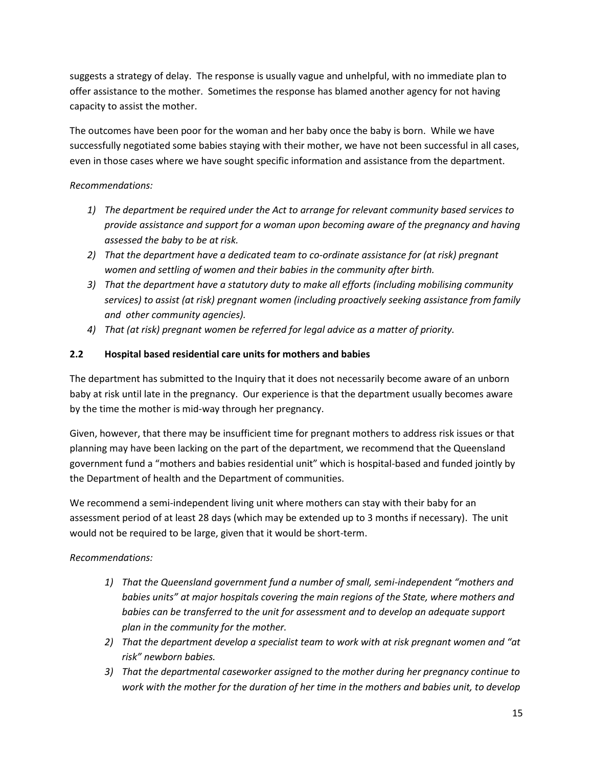suggests a strategy of delay. The response is usually vague and unhelpful, with no immediate plan to offer assistance to the mother. Sometimes the response has blamed another agency for not having capacity to assist the mother.

The outcomes have been poor for the woman and her baby once the baby is born. While we have successfully negotiated some babies staying with their mother, we have not been successful in all cases, even in those cases where we have sought specific information and assistance from the department.

*Recommendations:*

1) *The department be required under the Act to arrange for relevant community based services to provide assistance and support for a woman upon becoming aware of the pregnancy and having assessed the baby to be at risk.*
2) *That the department have a dedicated team to co-ordinate assistance for (at risk) pregnant women and settling of women and their babies in the community after birth.*
3) *That the department have a statutory duty to make all efforts (including mobilising community services) to assist (at risk) pregnant women (including proactively seeking assistance from family and other community agencies).*
4) *That (at risk) pregnant women be referred for legal advice as a matter of priority.*

### 2.2 Hospital based residential care units for mothers and babies

The department has submitted to the Inquiry that it does not necessarily become aware of an unborn baby at risk until late in the pregnancy. Our experience is that the department usually becomes aware by the time the mother is mid-way through her pregnancy.

Given, however, that there may be insufficient time for pregnant mothers to address risk issues or that planning may have been lacking on the part of the department, we recommend that the Queensland government fund a "mothers and babies residential unit" which is hospital-based and funded jointly by the Department of health and the Department of communities.

We recommend a semi-independent living unit where mothers can stay with their baby for an assessment period of at least 28 days (which may be extended up to 3 months if necessary). The unit would not be required to be large, given that it would be short-term.

*Recommendations:*

1) *That the Queensland government fund a number of small, semi-independent "mothers and babies units" at major hospitals covering the main regions of the State, where mothers and babies can be transferred to the unit for assessment and to develop an adequate support plan in the community for the mother.*
2) *That the department develop a specialist team to work with at risk pregnant women and "at risk" newborn babies.*
3) *That the departmental caseworker assigned to the mother during her pregnancy continue to work with the mother for the duration of her time in the mothers and babies unit, to develop*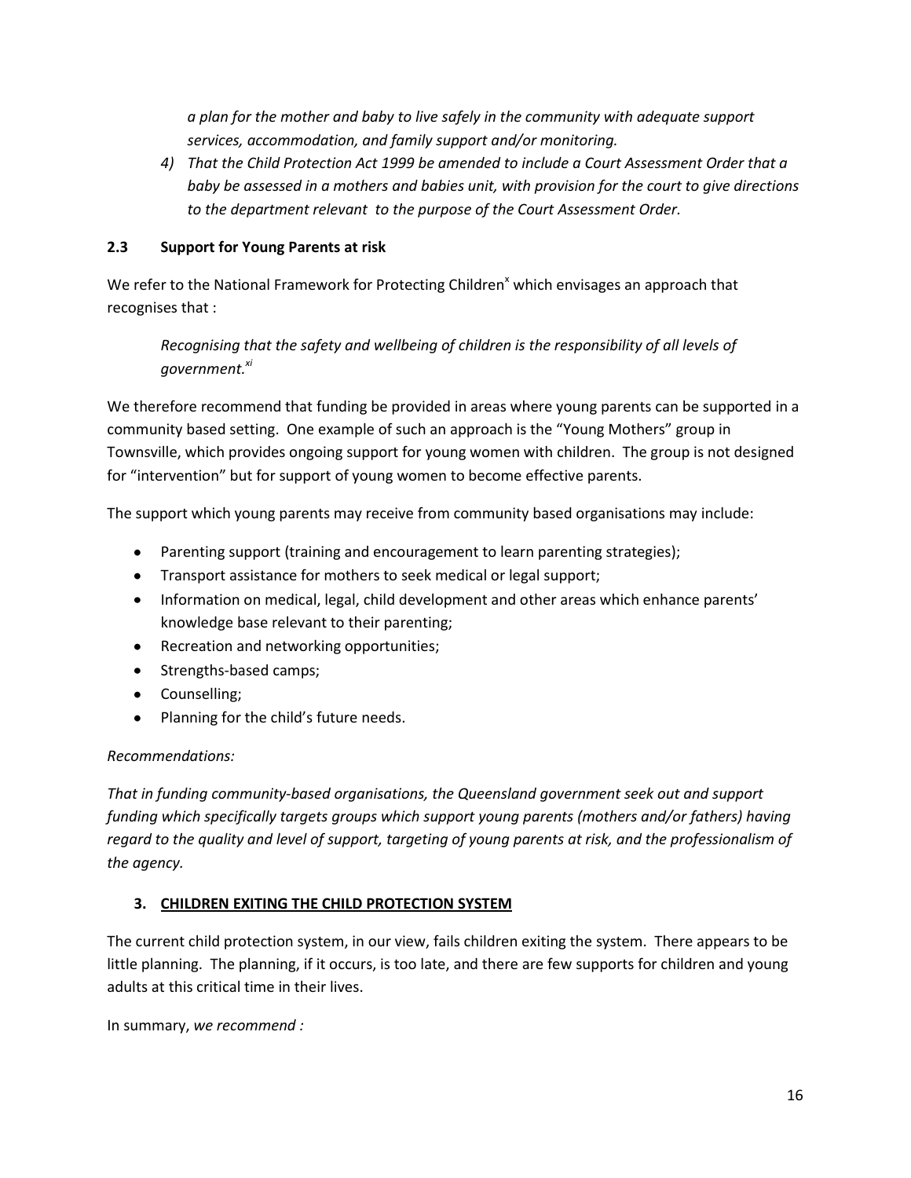*a plan for the mother and baby to live safely in the community with adequate support services, accommodation, and family support and/or monitoring.*

4) *That the Child Protection Act 1999 be amended to include a Court Assessment Order that a baby be assessed in a mothers and babies unit, with provision for the court to give directions to the department relevant to the purpose of the Court Assessment Order.*

### 2.3 Support for Young Parents at risk

We refer to the National Framework for Protecting Children[x] which envisages an approach that recognises that :

> *Recognising that the safety and wellbeing of children is the responsibility of all levels of government.[xi]*

We therefore recommend that funding be provided in areas where young parents can be supported in a community based setting. One example of such an approach is the "Young Mothers" group in Townsville, which provides ongoing support for young women with children. The group is not designed for "intervention" but for support of young women to become effective parents.

The support which young parents may receive from community based organisations may include:

- Parenting support (training and encouragement to learn parenting strategies);
- Transport assistance for mothers to seek medical or legal support;
- Information on medical, legal, child development and other areas which enhance parents' knowledge base relevant to their parenting;
- Recreation and networking opportunities;
- Strengths-based camps;
- Counselling;
- Planning for the child's future needs.

*Recommendations:*

*That in funding community-based organisations, the Queensland government seek out and support funding which specifically targets groups which support young parents (mothers and/or fathers) having regard to the quality and level of support, targeting of young parents at risk, and the professionalism of the agency.*

## 3. CHILDREN EXITING THE CHILD PROTECTION SYSTEM

The current child protection system, in our view, fails children exiting the system. There appears to be little planning. The planning, if it occurs, is too late, and there are few supports for children and young adults at this critical time in their lives.

In summary, *we recommend :*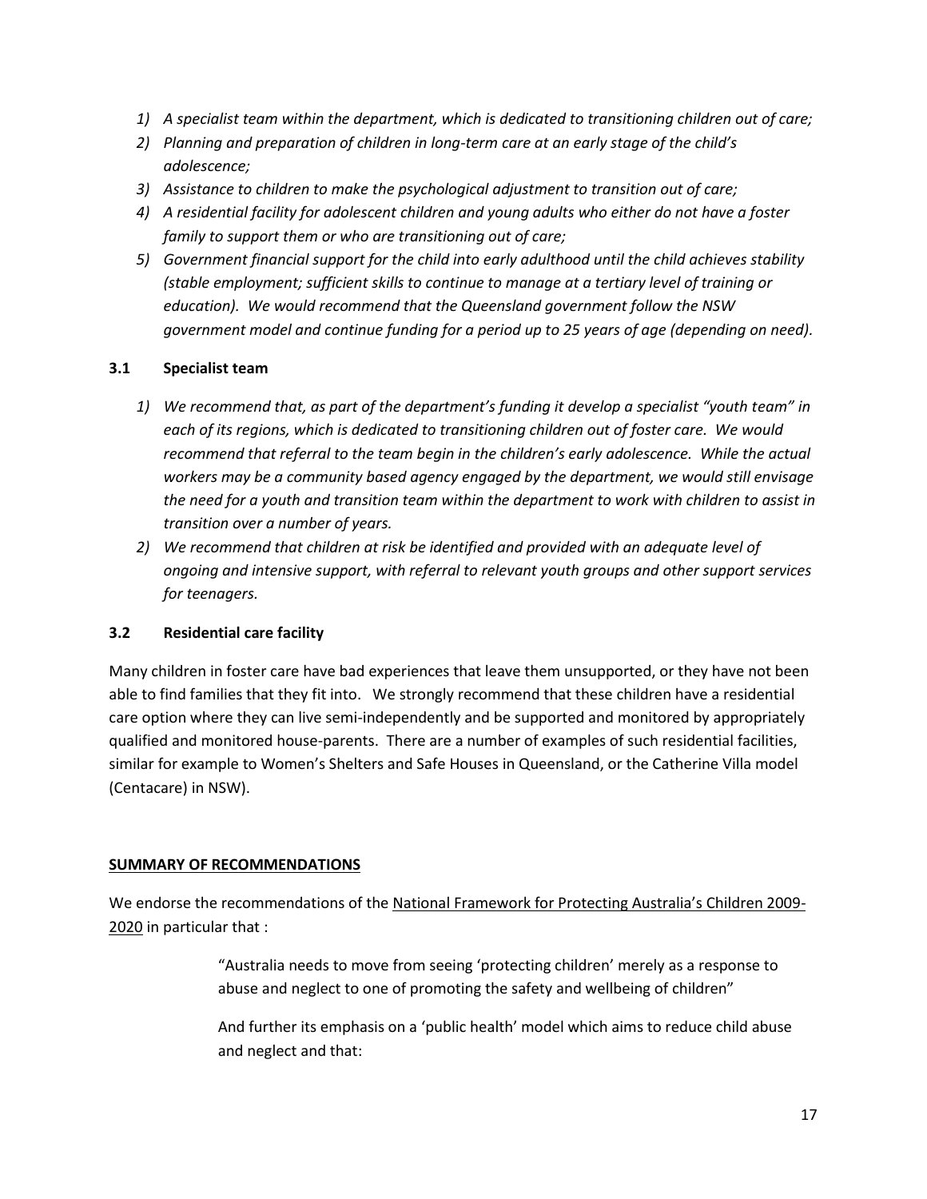1) *A specialist team within the department, which is dedicated to transitioning children out of care;*
2) *Planning and preparation of children in long-term care at an early stage of the child's adolescence;*
3) *Assistance to children to make the psychological adjustment to transition out of care;*
4) *A residential facility for adolescent children and young adults who either do not have a foster family to support them or who are transitioning out of care;*
5) *Government financial support for the child into early adulthood until the child achieves stability (stable employment; sufficient skills to continue to manage at a tertiary level of training or education). We would recommend that the Queensland government follow the NSW government model and continue funding for a period up to 25 years of age (depending on need).*

### 3.1 Specialist team

1) *We recommend that, as part of the department's funding it develop a specialist "youth team" in each of its regions, which is dedicated to transitioning children out of foster care. We would recommend that referral to the team begin in the children's early adolescence. While the actual workers may be a community based agency engaged by the department, we would still envisage the need for a youth and transition team within the department to work with children to assist in transition over a number of years.*
2) *We recommend that children at risk be identified and provided with an adequate level of ongoing and intensive support, with referral to relevant youth groups and other support services for teenagers.*

### 3.2 Residential care facility

Many children in foster care have bad experiences that leave them unsupported, or they have not been able to find families that they fit into. We strongly recommend that these children have a residential care option where they can live semi-independently and be supported and monitored by appropriately qualified and monitored house-parents. There are a number of examples of such residential facilities, similar for example to Women's Shelters and Safe Houses in Queensland, or the Catherine Villa model (Centacare) in NSW).

## SUMMARY OF RECOMMENDATIONS

We endorse the recommendations of the National Framework for Protecting Australia's Children 2009-2020 in particular that :

> "Australia needs to move from seeing 'protecting children' merely as a response to abuse and neglect to one of promoting the safety and wellbeing of children"
>
> And further its emphasis on a 'public health' model which aims to reduce child abuse and neglect and that: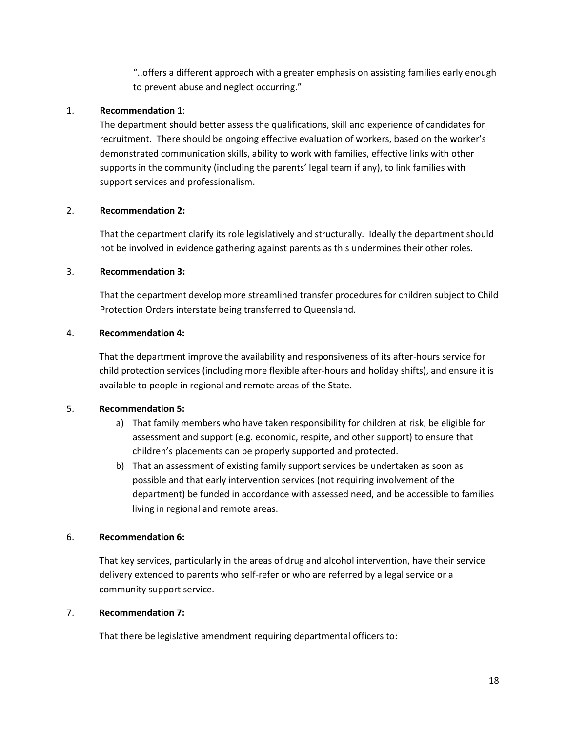> "..offers a different approach with a greater emphasis on assisting families early enough to prevent abuse and neglect occurring."

1. **Recommendation** 1:

   The department should better assess the qualifications, skill and experience of candidates for recruitment. There should be ongoing effective evaluation of workers, based on the worker's demonstrated communication skills, ability to work with families, effective links with other supports in the community (including the parents' legal team if any), to link families with support services and professionalism.

2. **Recommendation 2:**

   That the department clarify its role legislatively and structurally. Ideally the department should not be involved in evidence gathering against parents as this undermines their other roles.

3. **Recommendation 3:**

   That the department develop more streamlined transfer procedures for children subject to Child Protection Orders interstate being transferred to Queensland.

4. **Recommendation 4:**

   That the department improve the availability and responsiveness of its after-hours service for child protection services (including more flexible after-hours and holiday shifts), and ensure it is available to people in regional and remote areas of the State.

5. **Recommendation 5:**

   a) That family members who have taken responsibility for children at risk, be eligible for assessment and support (e.g. economic, respite, and other support) to ensure that children's placements can be properly supported and protected.

   b) That an assessment of existing family support services be undertaken as soon as possible and that early intervention services (not requiring involvement of the department) be funded in accordance with assessed need, and be accessible to families living in regional and remote areas.

6. **Recommendation 6:**

   That key services, particularly in the areas of drug and alcohol intervention, have their service delivery extended to parents who self-refer or who are referred by a legal service or a community support service.

7. **Recommendation 7:**

   That there be legislative amendment requiring departmental officers to: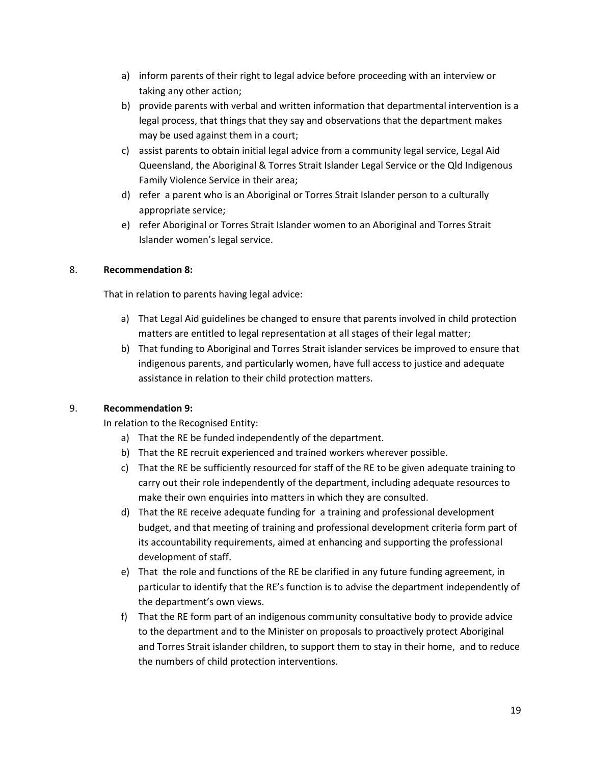a) inform parents of their right to legal advice before proceeding with an interview or taking any other action;
b) provide parents with verbal and written information that departmental intervention is a legal process, that things that they say and observations that the department makes may be used against them in a court;
c) assist parents to obtain initial legal advice from a community legal service, Legal Aid Queensland, the Aboriginal & Torres Strait Islander Legal Service or the Qld Indigenous Family Violence Service in their area;
d) refer a parent who is an Aboriginal or Torres Strait Islander person to a culturally appropriate service;
e) refer Aboriginal or Torres Strait Islander women to an Aboriginal and Torres Strait Islander women's legal service.

8. **Recommendation 8:**

That in relation to parents having legal advice:

a) That Legal Aid guidelines be changed to ensure that parents involved in child protection matters are entitled to legal representation at all stages of their legal matter;
b) That funding to Aboriginal and Torres Strait islander services be improved to ensure that indigenous parents, and particularly women, have full access to justice and adequate assistance in relation to their child protection matters.

9. **Recommendation 9:**

In relation to the Recognised Entity:

a) That the RE be funded independently of the department.
b) That the RE recruit experienced and trained workers wherever possible.
c) That the RE be sufficiently resourced for staff of the RE to be given adequate training to carry out their role independently of the department, including adequate resources to make their own enquiries into matters in which they are consulted.
d) That the RE receive adequate funding for a training and professional development budget, and that meeting of training and professional development criteria form part of its accountability requirements, aimed at enhancing and supporting the professional development of staff.
e) That the role and functions of the RE be clarified in any future funding agreement, in particular to identify that the RE's function is to advise the department independently of the department's own views.
f) That the RE form part of an indigenous community consultative body to provide advice to the department and to the Minister on proposals to proactively protect Aboriginal and Torres Strait islander children, to support them to stay in their home, and to reduce the numbers of child protection interventions.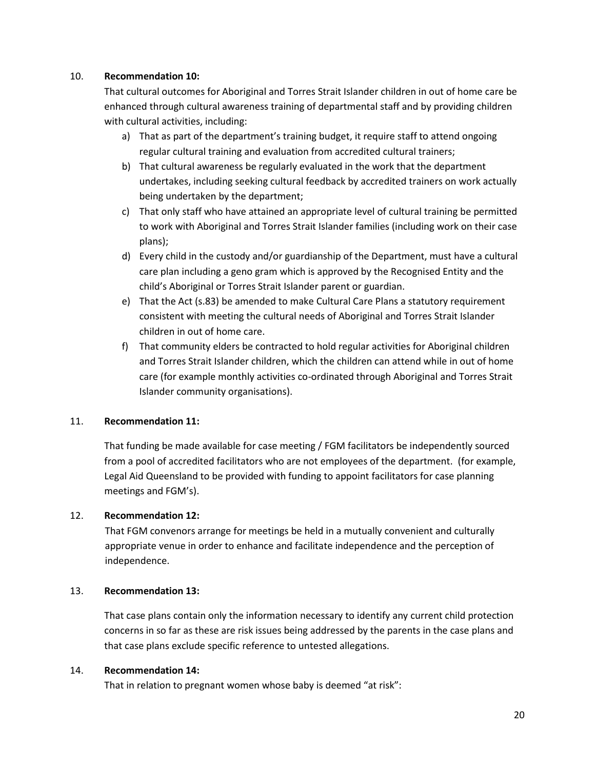10. **Recommendation 10:**

    That cultural outcomes for Aboriginal and Torres Strait Islander children in out of home care be enhanced through cultural awareness training of departmental staff and by providing children with cultural activities, including:

    a) That as part of the department's training budget, it require staff to attend ongoing regular cultural training and evaluation from accredited cultural trainers;

    b) That cultural awareness be regularly evaluated in the work that the department undertakes, including seeking cultural feedback by accredited trainers on work actually being undertaken by the department;

    c) That only staff who have attained an appropriate level of cultural training be permitted to work with Aboriginal and Torres Strait Islander families (including work on their case plans);

    d) Every child in the custody and/or guardianship of the Department, must have a cultural care plan including a geno gram which is approved by the Recognised Entity and the child's Aboriginal or Torres Strait Islander parent or guardian.

    e) That the Act (s.83) be amended to make Cultural Care Plans a statutory requirement consistent with meeting the cultural needs of Aboriginal and Torres Strait Islander children in out of home care.

    f) That community elders be contracted to hold regular activities for Aboriginal children and Torres Strait Islander children, which the children can attend while in out of home care (for example monthly activities co-ordinated through Aboriginal and Torres Strait Islander community organisations).

11. **Recommendation 11:**

    That funding be made available for case meeting / FGM facilitators be independently sourced from a pool of accredited facilitators who are not employees of the department. (for example, Legal Aid Queensland to be provided with funding to appoint facilitators for case planning meetings and FGM's).

12. **Recommendation 12:**

    That FGM convenors arrange for meetings be held in a mutually convenient and culturally appropriate venue in order to enhance and facilitate independence and the perception of independence.

13. **Recommendation 13:**

    That case plans contain only the information necessary to identify any current child protection concerns in so far as these are risk issues being addressed by the parents in the case plans and that case plans exclude specific reference to untested allegations.

14. **Recommendation 14:**

    That in relation to pregnant women whose baby is deemed "at risk":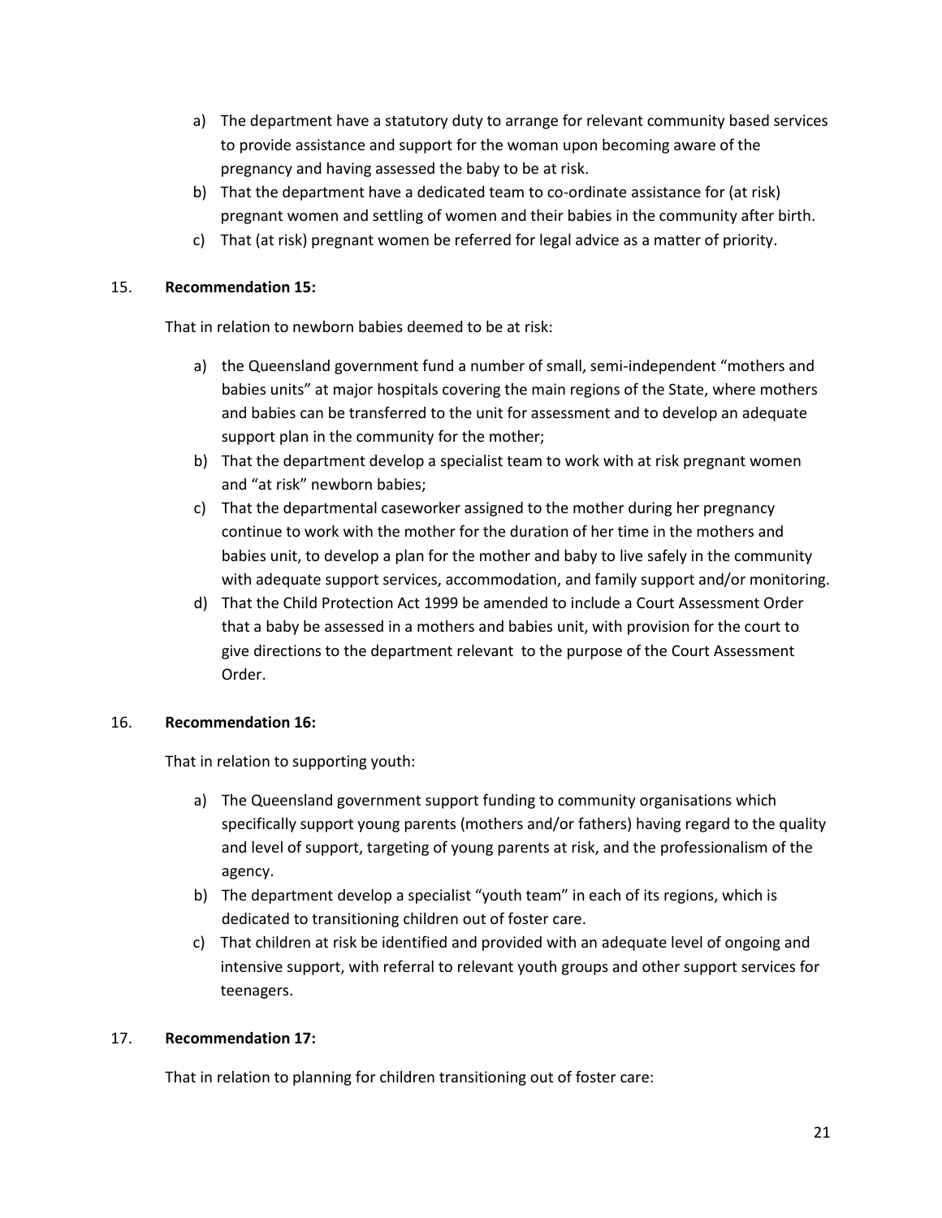a) The department have a statutory duty to arrange for relevant community based services to provide assistance and support for the woman upon becoming aware of the pregnancy and having assessed the baby to be at risk.
b) That the department have a dedicated team to co-ordinate assistance for (at risk) pregnant women and settling of women and their babies in the community after birth.
c) That (at risk) pregnant women be referred for legal advice as a matter of priority.

15. **Recommendation 15:**

That in relation to newborn babies deemed to be at risk:

a) the Queensland government fund a number of small, semi-independent "mothers and babies units" at major hospitals covering the main regions of the State, where mothers and babies can be transferred to the unit for assessment and to develop an adequate support plan in the community for the mother;
b) That the department develop a specialist team to work with at risk pregnant women and "at risk" newborn babies;
c) That the departmental caseworker assigned to the mother during her pregnancy continue to work with the mother for the duration of her time in the mothers and babies unit, to develop a plan for the mother and baby to live safely in the community with adequate support services, accommodation, and family support and/or monitoring.
d) That the Child Protection Act 1999 be amended to include a Court Assessment Order that a baby be assessed in a mothers and babies unit, with provision for the court to give directions to the department relevant to the purpose of the Court Assessment Order.

16. **Recommendation 16:**

That in relation to supporting youth:

a) The Queensland government support funding to community organisations which specifically support young parents (mothers and/or fathers) having regard to the quality and level of support, targeting of young parents at risk, and the professionalism of the agency.
b) The department develop a specialist "youth team" in each of its regions, which is dedicated to transitioning children out of foster care.
c) That children at risk be identified and provided with an adequate level of ongoing and intensive support, with referral to relevant youth groups and other support services for teenagers.

17. **Recommendation 17:**

That in relation to planning for children transitioning out of foster care: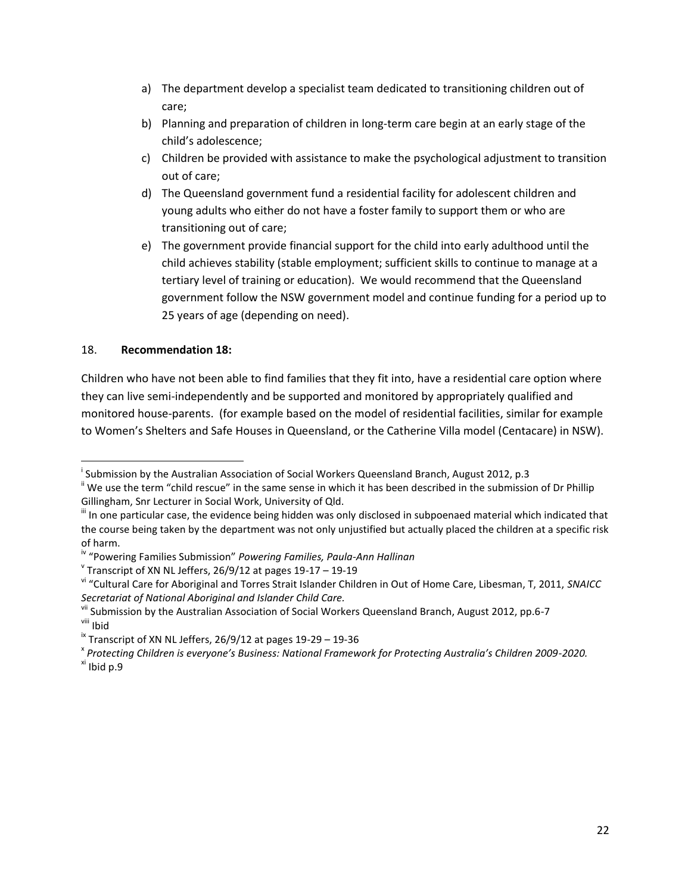a) The department develop a specialist team dedicated to transitioning children out of care;
b) Planning and preparation of children in long-term care begin at an early stage of the child's adolescence;
c) Children be provided with assistance to make the psychological adjustment to transition out of care;
d) The Queensland government fund a residential facility for adolescent children and young adults who either do not have a foster family to support them or who are transitioning out of care;
e) The government provide financial support for the child into early adulthood until the child achieves stability (stable employment; sufficient skills to continue to manage at a tertiary level of training or education). We would recommend that the Queensland government follow the NSW government model and continue funding for a period up to 25 years of age (depending on need).

18. **Recommendation 18:**

Children who have not been able to find families that they fit into, have a residential care option where they can live semi-independently and be supported and monitored by appropriately qualified and monitored house-parents. (for example based on the model of residential facilities, similar for example to Women's Shelters and Safe Houses in Queensland, or the Catherine Villa model (Centacare) in NSW).

---

[i] Submission by the Australian Association of Social Workers Queensland Branch, August 2012, p.3

[ii] We use the term "child rescue" in the same sense in which it has been described in the submission of Dr Phillip Gillingham, Snr Lecturer in Social Work, University of Qld.

[iii] In one particular case, the evidence being hidden was only disclosed in subpoenaed material which indicated that the course being taken by the department was not only unjustified but actually placed the children at a specific risk of harm.

[iv] "Powering Families Submission" *Powering Families, Paula-Ann Hallinan*

[v] Transcript of XN NL Jeffers, 26/9/12 at pages 19-17 – 19-19

[vi] "Cultural Care for Aboriginal and Torres Strait Islander Children in Out of Home Care, Libesman, T, 2011, *SNAICC Secretariat of National Aboriginal and Islander Child Care*.

[vii] Submission by the Australian Association of Social Workers Queensland Branch, August 2012, pp.6-7

[viii] Ibid

[ix] Transcript of XN NL Jeffers, 26/9/12 at pages 19-29 – 19-36

[x] *Protecting Children is everyone's Business: National Framework for Protecting Australia's Children 2009-2020.*

[xi] Ibid p.9